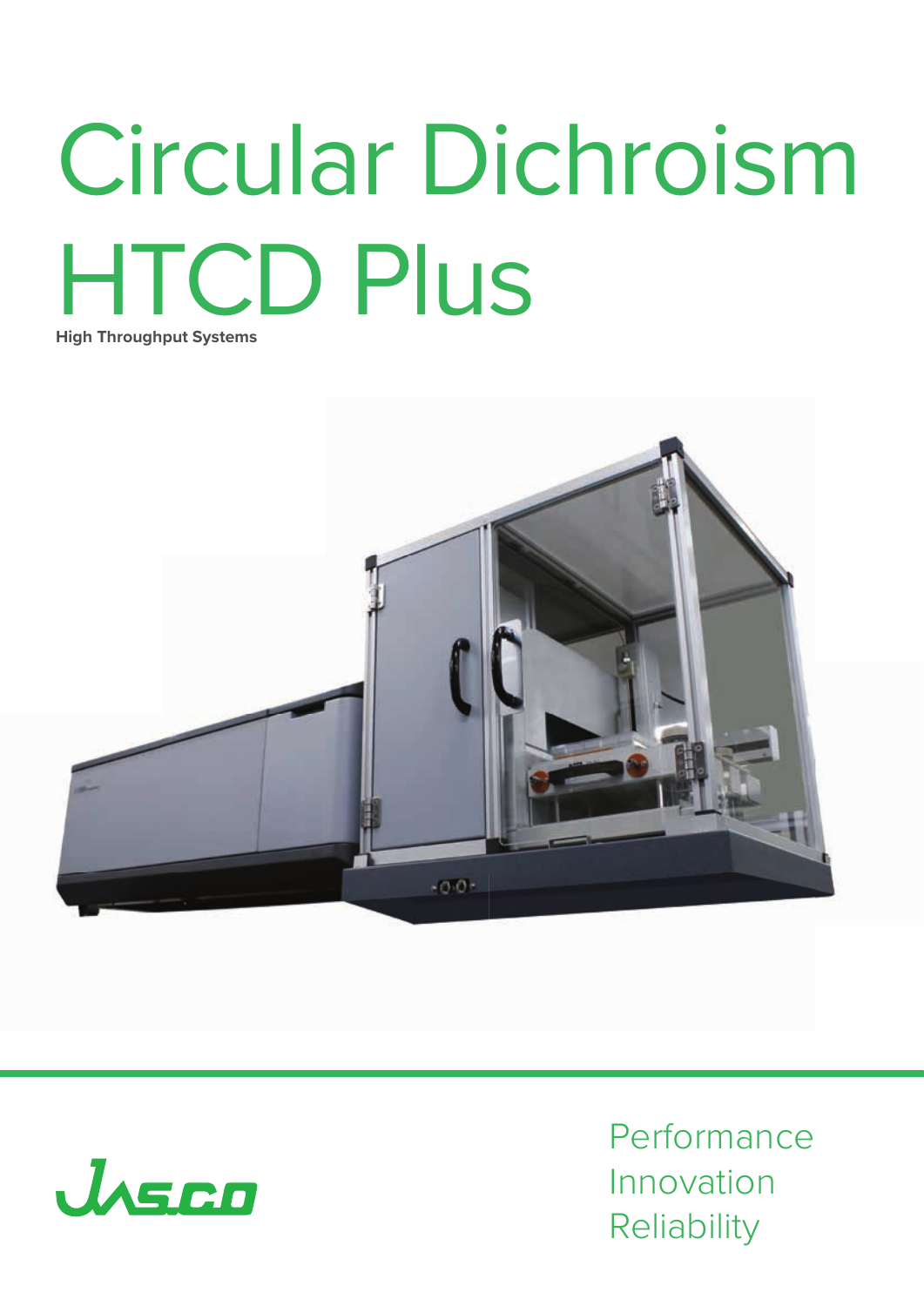# Circular Dichroism HTCD Plus

**High Throughput Systems**

JASCO

Performance
Innovation
Reliability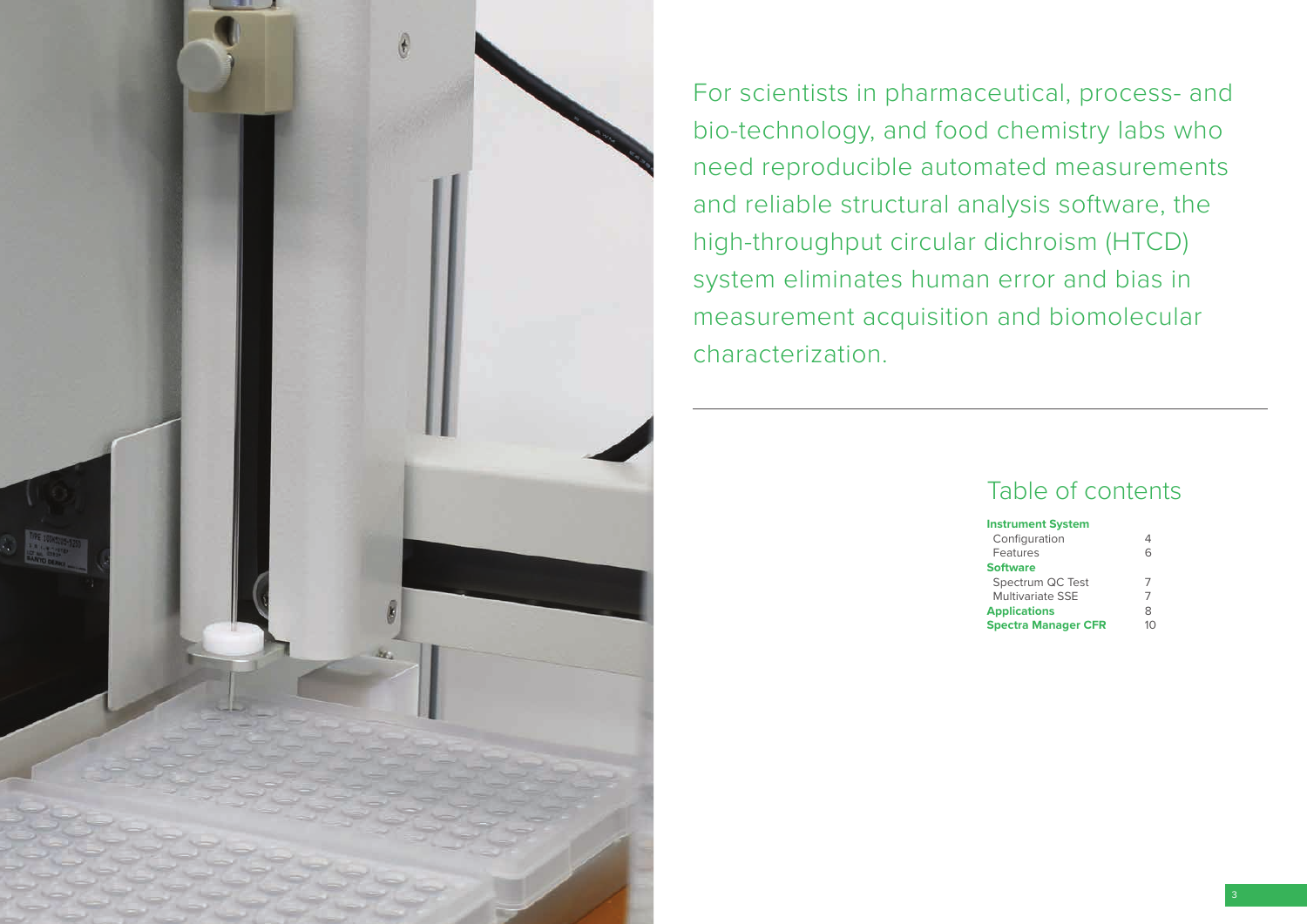For scientists in pharmaceutical, process- and bio-technology, and food chemistry labs who need reproducible automated measurements and reliable structural analysis software, the high-throughput circular dichroism (HTCD) system eliminates human error and bias in measurement acquisition and biomolecular characterization.

## Table of contents

| | |
|---|---|
| **Instrument System** | |
| Configuration | 4 |
| Features | 6 |
| **Software** | |
| Spectrum QC Test | 7 |
| Multivariate SSE | 7 |
| **Applications** | 8 |
| **Spectra Manager CFR** | 10 |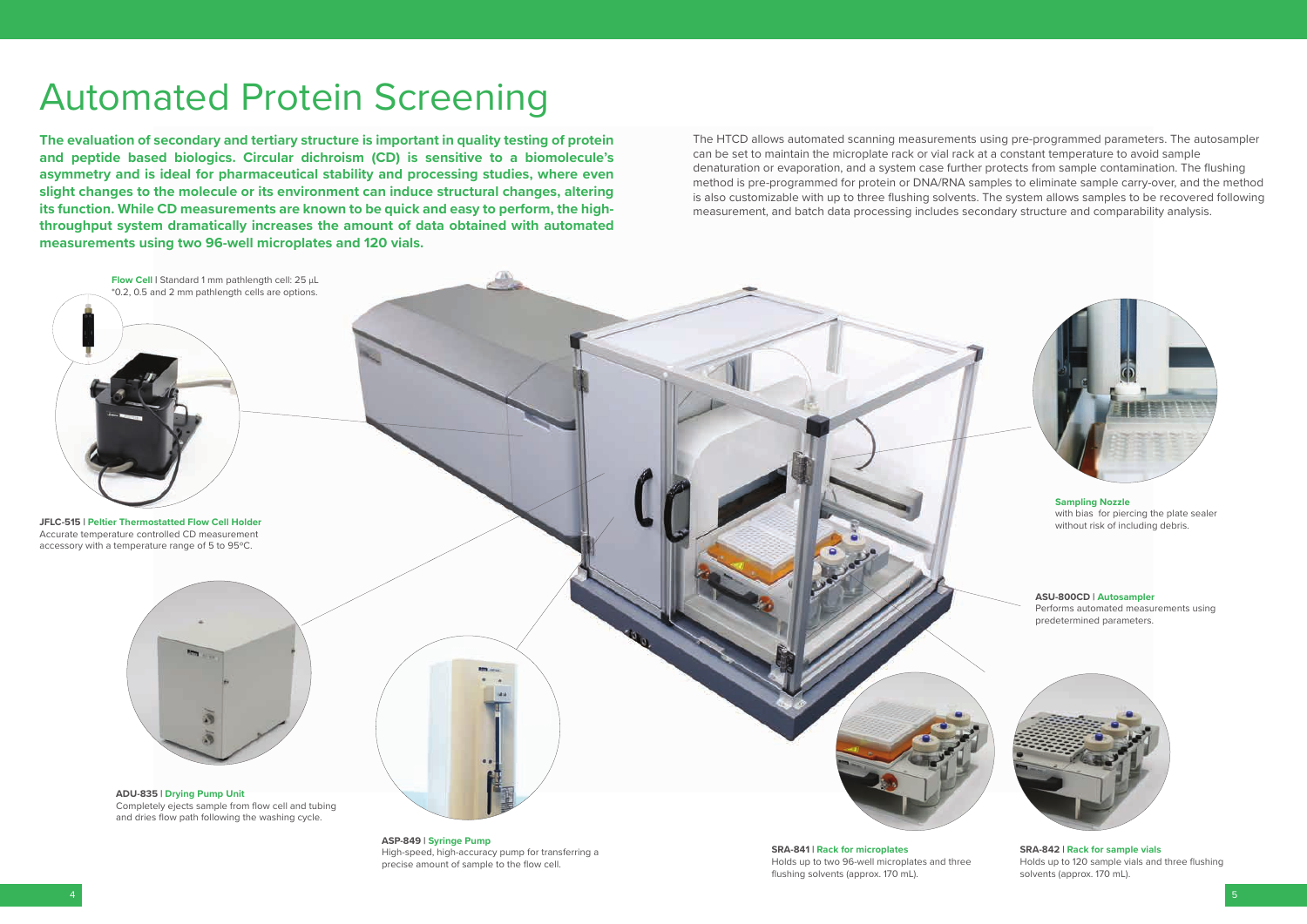# Automated Protein Screening

**The evaluation of secondary and tertiary structure is important in quality testing of protein and peptide based biologics. Circular dichroism (CD) is sensitive to a biomolecule's asymmetry and is ideal for pharmaceutical stability and processing studies, where even slight changes to the molecule or its environment can induce structural changes, altering its function. While CD measurements are known to be quick and easy to perform, the high-throughput system dramatically increases the amount of data obtained with automated measurements using two 96-well microplates and 120 vials.**

The HTCD allows automated scanning measurements using pre-programmed parameters. The autosampler can be set to maintain the microplate rack or vial rack at a constant temperature to avoid sample denaturation or evaporation, and a system case further protects from sample contamination. The flushing method is pre-programmed for protein or DNA/RNA samples to eliminate sample carry-over, and the method is also customizable with up to three flushing solvents. The system allows samples to be recovered following measurement, and batch data processing includes secondary structure and comparability analysis.

**Flow Cell** | Standard 1 mm pathlength cell: 25 μL
*0.2, 0.5 and 2 mm pathlength cells are options.

**JFLC-515 | Peltier Thermostatted Flow Cell Holder**
Accurate temperature controlled CD measurement accessory with a temperature range of 5 to 95°C.

**ADU-835 | Drying Pump Unit**
Completely ejects sample from flow cell and tubing and dries flow path following the washing cycle.

**ASP-849 | Syringe Pump**
High-speed, high-accuracy pump for transferring a precise amount of sample to the flow cell.

**Sampling Nozzle**
with bias for piercing the plate sealer without risk of including debris.

**ASU-800CD | Autosampler**
Performs automated measurements using predetermined parameters.

**SRA-841 | Rack for microplates**
Holds up to two 96-well microplates and three flushing solvents (approx. 170 mL).

**SRA-842 | Rack for sample vials**
Holds up to 120 sample vials and three flushing solvents (approx. 170 mL).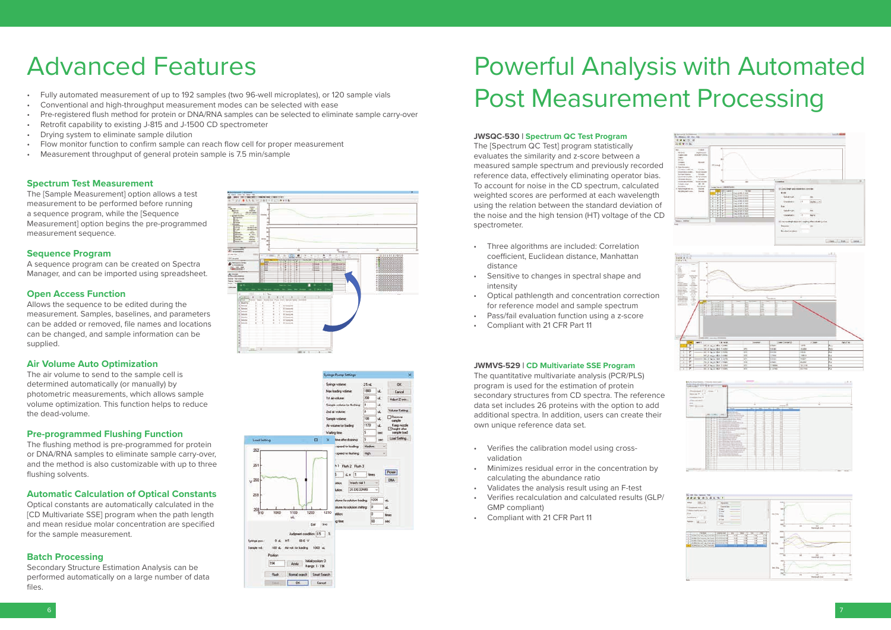# Advanced Features

- Fully automated measurement of up to 192 samples (two 96-well microplates), or 120 sample vials
- Conventional and high-throughput measurement modes can be selected with ease
- Pre-registered flush method for protein or DNA/RNA samples can be selected to eliminate sample carry-over
- Retrofit capability to existing J-815 and J-1500 CD spectrometer
- Drying system to eliminate sample dilution
- Flow monitor function to confirm sample can reach flow cell for proper measurement
- Measurement throughput of general protein sample is 7.5 min/sample

### Spectrum Test Measurement

The [Sample Measurement] option allows a test measurement to be performed before running a sequence program, while the [Sequence Measurement] option begins the pre-programmed measurement sequence.

### Sequence Program

A sequence program can be created on Spectra Manager, and can be imported using spreadsheet.

### Open Access Function

Allows the sequence to be edited during the measurement. Samples, baselines, and parameters can be added or removed, file names and locations can be changed, and sample information can be supplied.

### Air Volume Auto Optimization

The air volume to send to the sample cell is determined automatically (or manually) by photometric measurements, which allows sample volume optimization. This function helps to reduce the dead-volume.

### Pre-programmed Flushing Function

The flushing method is pre-programmed for protein or DNA/RNA samples to eliminate sample carry-over, and the method is also customizable with up to three flushing solvents.

### Automatic Calculation of Optical Constants

Optical constants are automatically calculated in the [CD Multivariate SSE] program when the path length and mean residue molar concentration are specified for the sample measurement.

### Batch Processing

Secondary Structure Estimation Analysis can be performed automatically on a large number of data files.

# Powerful Analysis with Automated Post Measurement Processing

### JWSQC-530 | Spectrum QC Test Program

The [Spectrum QC Test] program statistically evaluates the similarity and z-score between a measured sample spectrum and previously recorded reference data, effectively eliminating operator bias. To account for noise in the CD spectrum, calculated weighted scores are performed at each wavelength using the relation between the standard deviation of the noise and the high tension (HT) voltage of the CD spectrometer.

- Three algorithms are included: Correlation coefficient, Euclidean distance, Manhattan distance
- Sensitive to changes in spectral shape and intensity
- Optical pathlength and concentration correction for reference model and sample spectrum
- Pass/fail evaluation function using a z-score
- Compliant with 21 CFR Part 11

### JWMVS-529 | CD Multivariate SSE Program

The quantitative multivariate analysis (PCR/PLS) program is used for the estimation of protein secondary structures from CD spectra. The reference data set includes 26 proteins with the option to add additional spectra. In addition, users can create their own unique reference data set.

- Verifies the calibration model using cross-validation
- Minimizes residual error in the concentration by calculating the abundance ratio
- Validates the analysis result using an F-test
- Verifies recalculation and calculated results (GLP/GMP compliant)
- Compliant with 21 CFR Part 11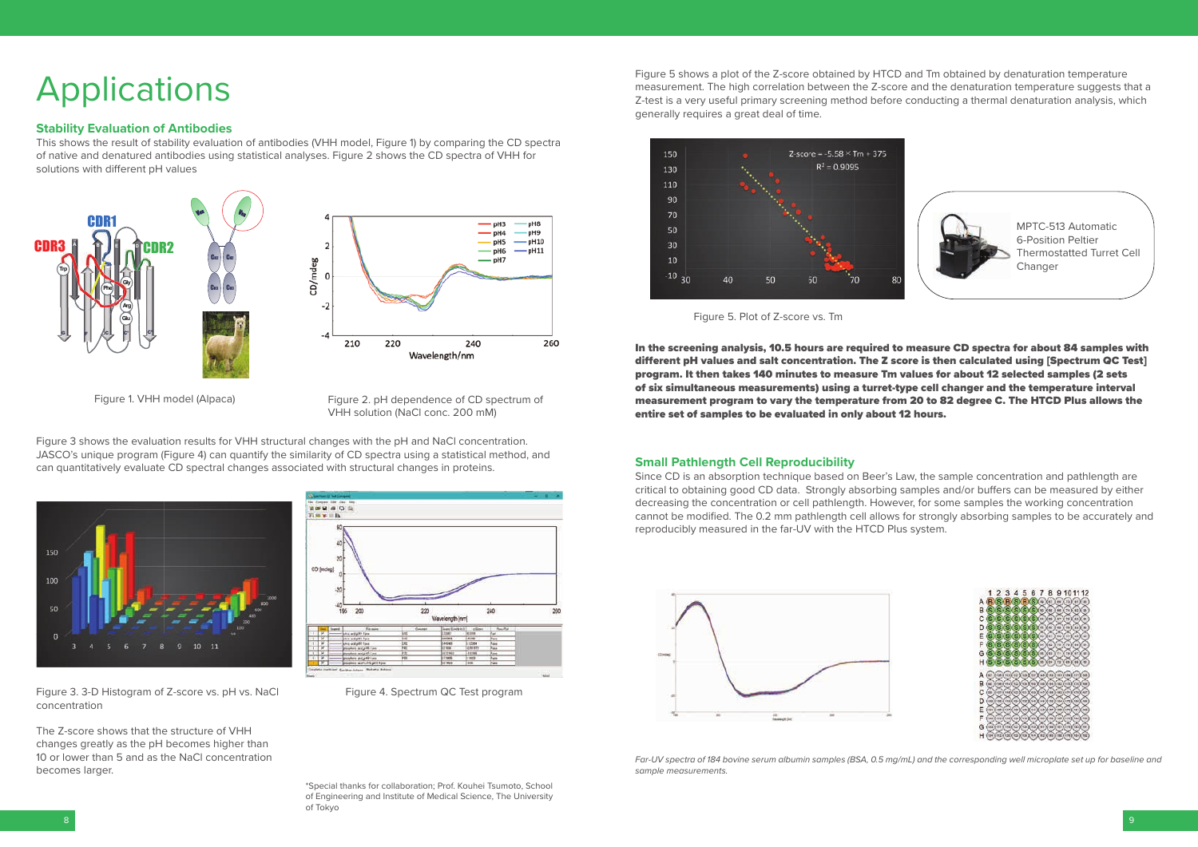# Applications

## Stability Evaluation of Antibodies

This shows the result of stability evaluation of antibodies (VHH model, Figure 1) by comparing the CD spectra of native and denatured antibodies using statistical analyses. Figure 2 shows the CD spectra of VHH for solutions with different pH values

Figure 1. VHH model (Alpaca)

Figure 2. pH dependence of CD spectrum of VHH solution (NaCl conc. 200 mM)

Figure 3 shows the evaluation results for VHH structural changes with the pH and NaCl concentration. JASCO's unique program (Figure 4) can quantify the similarity of CD spectra using a statistical method, and can quantitatively evaluate CD spectral changes associated with structural changes in proteins.

Figure 3. 3-D Histogram of Z-score vs. pH vs. NaCl concentration

Figure 4. Spectrum QC Test program

The Z-score shows that the structure of VHH changes greatly as the pH becomes higher than 10 or lower than 5 and as the NaCl concentration becomes larger.

*Special thanks for collaboration; Prof. Kouhei Tsumoto, School of Engineering and Institute of Medical Science, The University of Tokyo

Figure 5 shows a plot of the Z-score obtained by HTCD and Tm obtained by denaturation temperature measurement. The high correlation between the Z-score and the denaturation temperature suggests that a Z-test is a very useful primary screening method before conducting a thermal denaturation analysis, which generally requires a great deal of time.

MPTC-513 Automatic 6-Position Peltier Thermostatted Turret Cell Changer

Figure 5. Plot of Z-score vs. Tm

**In the screening analysis, 10.5 hours are required to measure CD spectra for about 84 samples with different pH values and salt concentration. The Z score is then calculated using [Spectrum QC Test] program. It then takes 140 minutes to measure Tm values for about 12 selected samples (2 sets of six simultaneous measurements) using a turret-type cell changer and the temperature interval measurement program to vary the temperature from 20 to 82 degree C. The HTCD Plus allows the entire set of samples to be evaluated in only about 12 hours.**

## Small Pathlength Cell Reproducibility

Since CD is an absorption technique based on Beer's Law, the sample concentration and pathlength are critical to obtaining good CD data. Strongly absorbing samples and/or buffers can be measured by either decreasing the concentration or cell pathlength. However, for some samples the working concentration cannot be modified. The 0.2 mm pathlength cell allows for strongly absorbing samples to be accurately and reproducibly measured in the far-UV with the HTCD Plus system.

*Far-UV spectra of 184 bovine serum albumin samples (BSA, 0.5 mg/mL) and the corresponding well microplate set up for baseline and sample measurements.*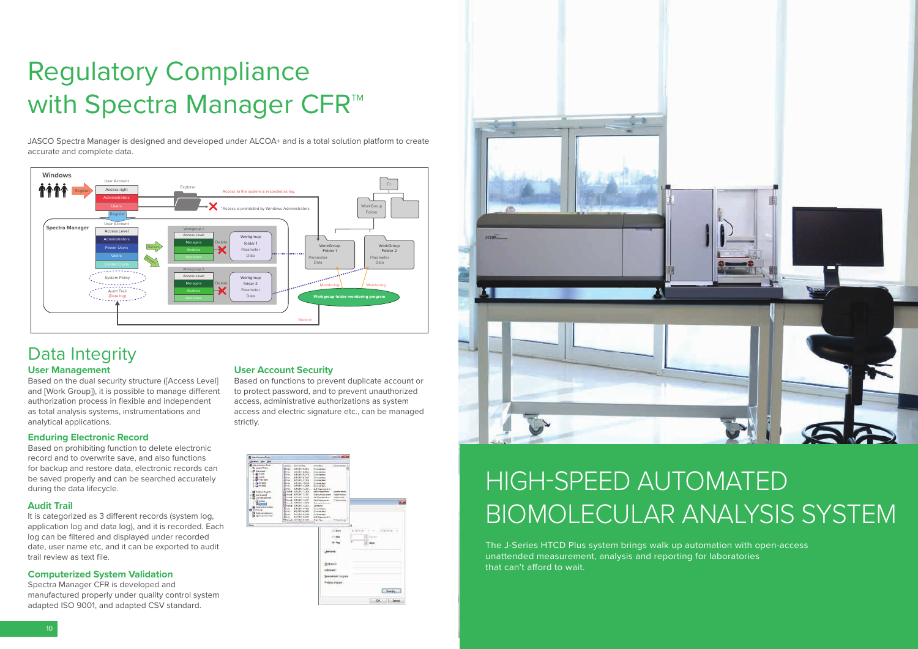# Regulatory Compliance with Spectra Manager CFR™

JASCO Spectra Manager is designed and developed under ALCOA+ and is a total solution platform to create accurate and complete data.

## Data Integrity

### User Management

Based on the dual security structure ([Access Level] and [Work Group]), it is possible to manage different authorization process in flexible and independent as total analysis systems, instrumentations and analytical applications.

### Enduring Electronic Record

Based on prohibiting function to delete electronic record and to overwrite save, and also functions for backup and restore data, electronic records can be saved properly and can be searched accurately during the data lifecycle.

### Audit Trail

It is categorized as 3 different records (system log, application log and data log), and it is recorded. Each log can be filtered and displayed under recorded date, user name etc, and it can be exported to audit trail review as text file.

### Computerized System Validation

Spectra Manager CFR is developed and manufactured properly under quality control system adapted ISO 9001, and adapted CSV standard.

### User Account Security

Based on functions to prevent duplicate account or to protect password, and to prevent unauthorized access, administrative authorizations as system access and electric signature etc., can be managed strictly.

# HIGH-SPEED AUTOMATED BIOMOLECULAR ANALYSIS SYSTEM

The J-Series HTCD Plus system brings walk up automation with open-access unattended measurement, analysis and reporting for laboratories that can't afford to wait.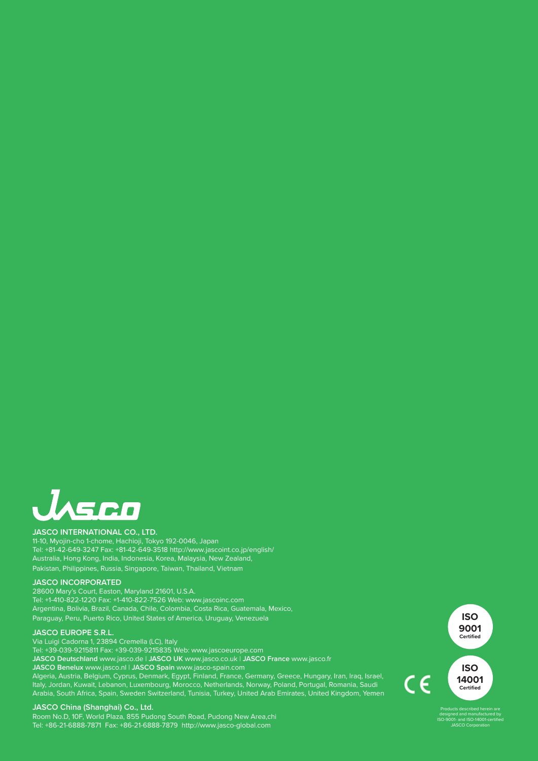JASCO

**JASCO INTERNATIONAL CO., LTD.**
11-10, Myojin-cho 1-chome, Hachioji, Tokyo 192-0046, Japan
Tel: +81-42-649-3247 Fax: +81-42-649-3518 http://www.jascoint.co.jp/english/
Australia, Hong Kong, India, Indonesia, Korea, Malaysia, New Zealand,
Pakistan, Philippines, Russia, Singapore, Taiwan, Thailand, Vietnam

**JASCO INCORPORATED**
28600 Mary's Court, Easton, Maryland 21601, U.S.A.
Tel: +1-410-822-1220 Fax: +1-410-822-7526 Web: www.jascoinc.com
Argentina, Bolivia, Brazil, Canada, Chile, Colombia, Costa Rica, Guatemala, Mexico,
Paraguay, Peru, Puerto Rico, United States of America, Uruguay, Venezuela

**JASCO EUROPE S.R.L.**
Via Luigi Cadorna 1, 23894 Cremella (LC), Italy
Tel: +39-039-9215811 Fax: +39-039-9215835 Web: www.jascoeurope.com
**JASCO Deutschland** www.jasco.de | **JASCO UK** www.jasco.co.uk | **JASCO France** www.jasco.fr
**JASCO Benelux** www.jasco.nl | **JASCO Spain** www.jasco-spain.com
Algeria, Austria, Belgium, Cyprus, Denmark, Egypt, Finland, France, Germany, Greece, Hungary, Iran, Iraq, Israel, Italy, Jordan, Kuwait, Lebanon, Luxembourg, Morocco, Netherlands, Norway, Poland, Portugal, Romania, Saudi Arabia, South Africa, Spain, Sweden Switzerland, Tunisia, Turkey, United Arab Emirates, United Kingdom, Yemen

**JASCO China (Shanghai) Co., Ltd.**
Room No.D, 10F, World Plaza, 855 Pudong South Road, Pudong New Area,chi
Tel: +86-21-6888-7871 Fax: +86-21-6888-7879 http://www.jasco-global.com

CE

**ISO 9001 Certified**

**ISO 14001 Certified**

Products described herein are designed and manufactured by ISO-9001- and ISO-14001-certified JASCO Corporation